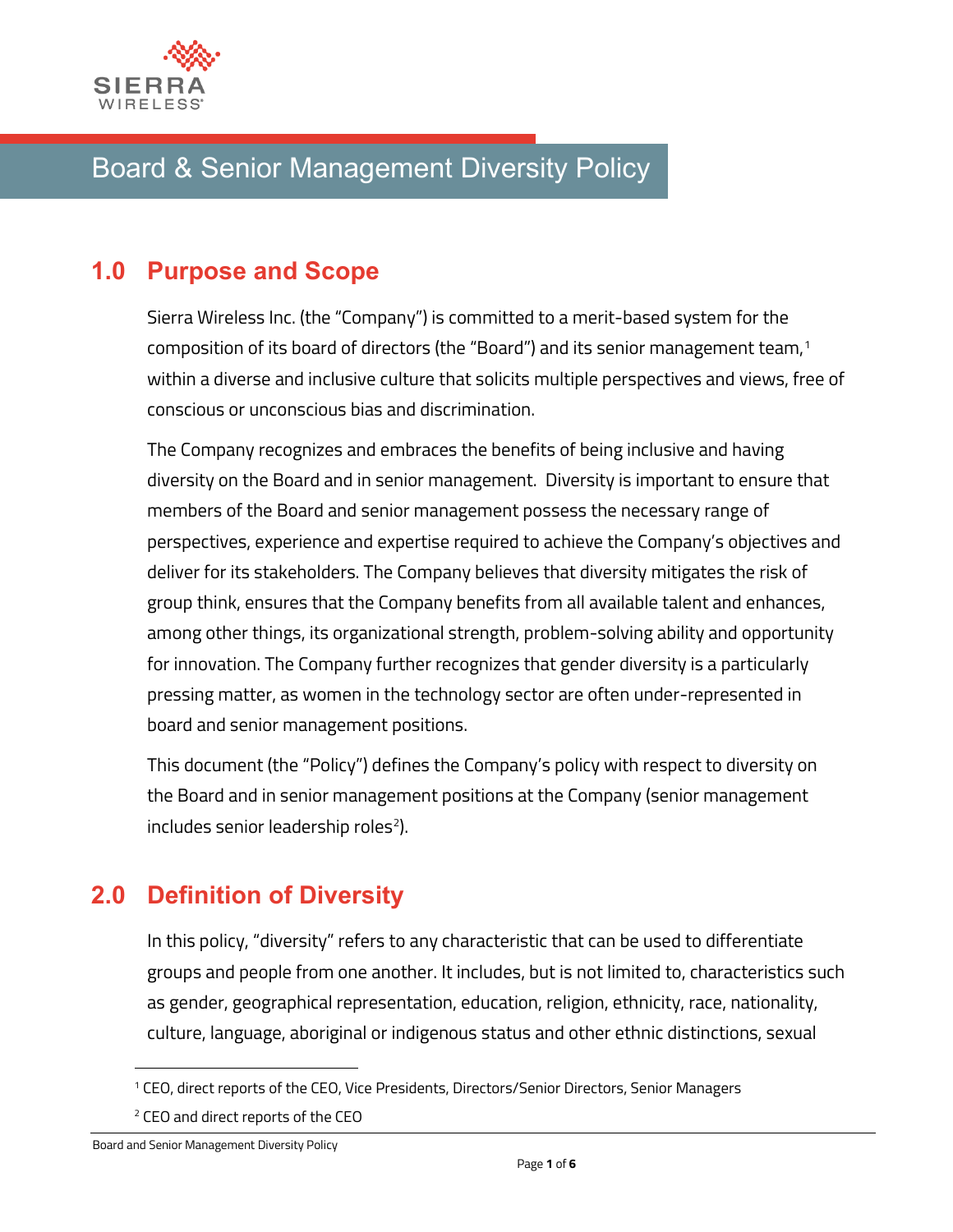# Board & Senior Management Diversity Policy

## 1.0 Purpose and Scope

Sierra Wireless Inc. (the "Company") is committed to a merit-based system for the composition of its board of directors (the "Board") and its senior management team,[1] within a diverse and inclusive culture that solicits multiple perspectives and views, free of conscious or unconscious bias and discrimination.

The Company recognizes and embraces the benefits of being inclusive and having diversity on the Board and in senior management. Diversity is important to ensure that members of the Board and senior management possess the necessary range of perspectives, experience and expertise required to achieve the Company's objectives and deliver for its stakeholders. The Company believes that diversity mitigates the risk of group think, ensures that the Company benefits from all available talent and enhances, among other things, its organizational strength, problem-solving ability and opportunity for innovation. The Company further recognizes that gender diversity is a particularly pressing matter, as women in the technology sector are often under-represented in board and senior management positions.

This document (the "Policy") defines the Company's policy with respect to diversity on the Board and in senior management positions at the Company (senior management includes senior leadership roles[2]).

## 2.0 Definition of Diversity

In this policy, "diversity" refers to any characteristic that can be used to differentiate groups and people from one another. It includes, but is not limited to, characteristics such as gender, geographical representation, education, religion, ethnicity, race, nationality, culture, language, aboriginal or indigenous status and other ethnic distinctions, sexual

---

[1] CEO, direct reports of the CEO, Vice Presidents, Directors/Senior Directors, Senior Managers

[2] CEO and direct reports of the CEO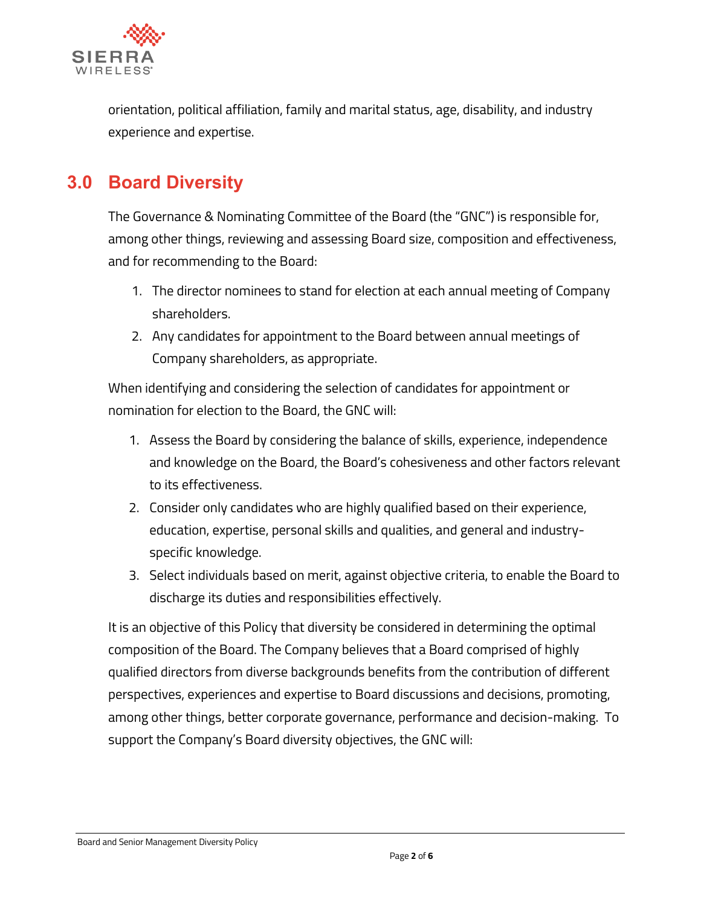orientation, political affiliation, family and marital status, age, disability, and industry experience and expertise.

## 3.0 Board Diversity

The Governance & Nominating Committee of the Board (the "GNC") is responsible for, among other things, reviewing and assessing Board size, composition and effectiveness, and for recommending to the Board:

1. The director nominees to stand for election at each annual meeting of Company shareholders.
2. Any candidates for appointment to the Board between annual meetings of Company shareholders, as appropriate.

When identifying and considering the selection of candidates for appointment or nomination for election to the Board, the GNC will:

1. Assess the Board by considering the balance of skills, experience, independence and knowledge on the Board, the Board's cohesiveness and other factors relevant to its effectiveness.
2. Consider only candidates who are highly qualified based on their experience, education, expertise, personal skills and qualities, and general and industry-specific knowledge.
3. Select individuals based on merit, against objective criteria, to enable the Board to discharge its duties and responsibilities effectively.

It is an objective of this Policy that diversity be considered in determining the optimal composition of the Board. The Company believes that a Board comprised of highly qualified directors from diverse backgrounds benefits from the contribution of different perspectives, experiences and expertise to Board discussions and decisions, promoting, among other things, better corporate governance, performance and decision-making. To support the Company's Board diversity objectives, the GNC will: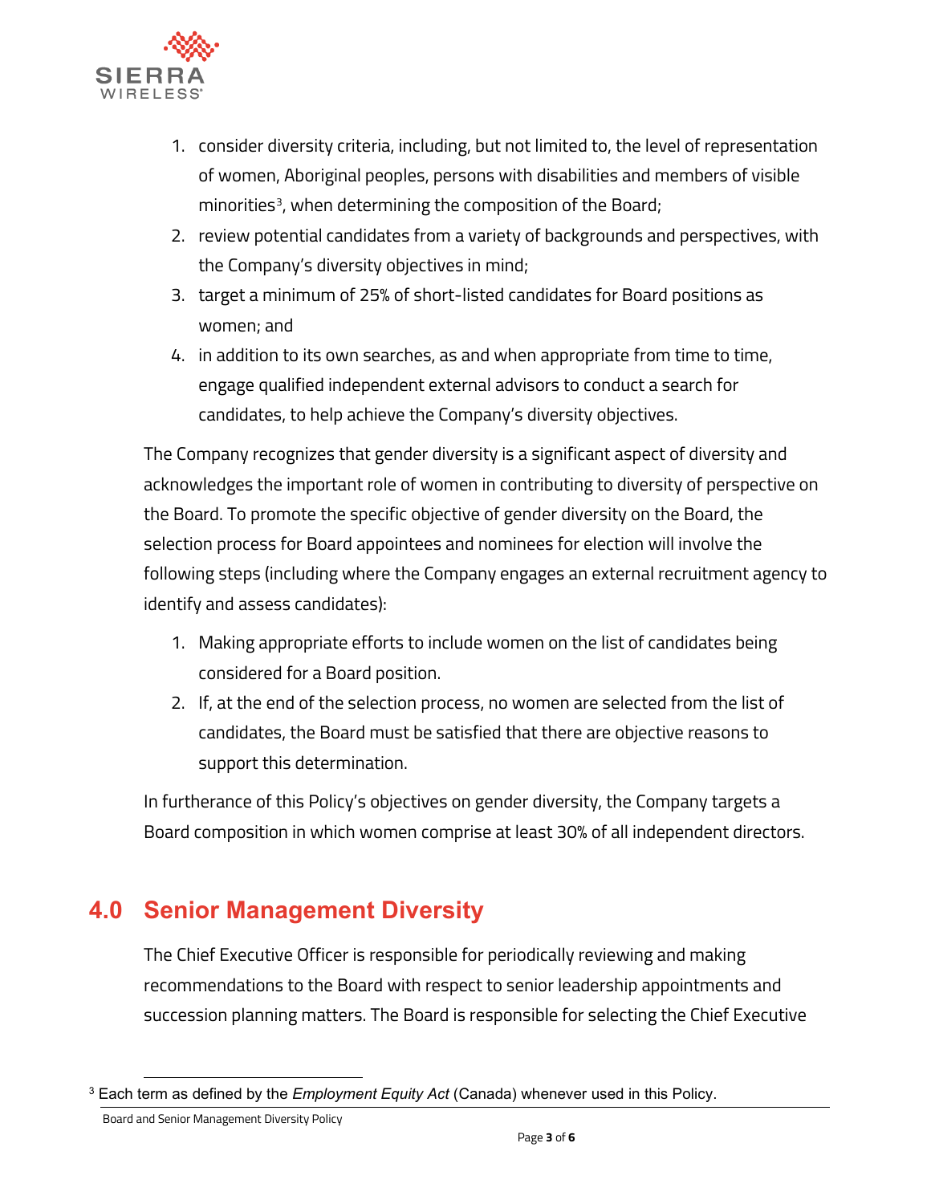1. consider diversity criteria, including, but not limited to, the level of representation of women, Aboriginal peoples, persons with disabilities and members of visible minorities[3], when determining the composition of the Board;
2. review potential candidates from a variety of backgrounds and perspectives, with the Company's diversity objectives in mind;
3. target a minimum of 25% of short-listed candidates for Board positions as women; and
4. in addition to its own searches, as and when appropriate from time to time, engage qualified independent external advisors to conduct a search for candidates, to help achieve the Company's diversity objectives.

The Company recognizes that gender diversity is a significant aspect of diversity and acknowledges the important role of women in contributing to diversity of perspective on the Board. To promote the specific objective of gender diversity on the Board, the selection process for Board appointees and nominees for election will involve the following steps (including where the Company engages an external recruitment agency to identify and assess candidates):

1. Making appropriate efforts to include women on the list of candidates being considered for a Board position.
2. If, at the end of the selection process, no women are selected from the list of candidates, the Board must be satisfied that there are objective reasons to support this determination.

In furtherance of this Policy's objectives on gender diversity, the Company targets a Board composition in which women comprise at least 30% of all independent directors.

## 4.0 Senior Management Diversity

The Chief Executive Officer is responsible for periodically reviewing and making recommendations to the Board with respect to senior leadership appointments and succession planning matters. The Board is responsible for selecting the Chief Executive

[3] Each term as defined by the *Employment Equity Act* (Canada) whenever used in this Policy.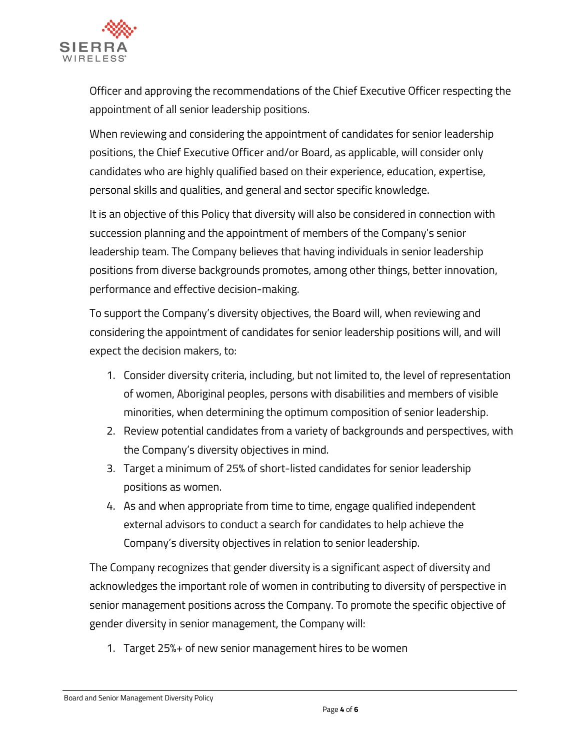Officer and approving the recommendations of the Chief Executive Officer respecting the appointment of all senior leadership positions.

When reviewing and considering the appointment of candidates for senior leadership positions, the Chief Executive Officer and/or Board, as applicable, will consider only candidates who are highly qualified based on their experience, education, expertise, personal skills and qualities, and general and sector specific knowledge.

It is an objective of this Policy that diversity will also be considered in connection with succession planning and the appointment of members of the Company's senior leadership team. The Company believes that having individuals in senior leadership positions from diverse backgrounds promotes, among other things, better innovation, performance and effective decision-making.

To support the Company's diversity objectives, the Board will, when reviewing and considering the appointment of candidates for senior leadership positions will, and will expect the decision makers, to:

1. Consider diversity criteria, including, but not limited to, the level of representation of women, Aboriginal peoples, persons with disabilities and members of visible minorities, when determining the optimum composition of senior leadership.
2. Review potential candidates from a variety of backgrounds and perspectives, with the Company's diversity objectives in mind.
3. Target a minimum of 25% of short-listed candidates for senior leadership positions as women.
4. As and when appropriate from time to time, engage qualified independent external advisors to conduct a search for candidates to help achieve the Company's diversity objectives in relation to senior leadership.

The Company recognizes that gender diversity is a significant aspect of diversity and acknowledges the important role of women in contributing to diversity of perspective in senior management positions across the Company. To promote the specific objective of gender diversity in senior management, the Company will:

1. Target 25%+ of new senior management hires to be women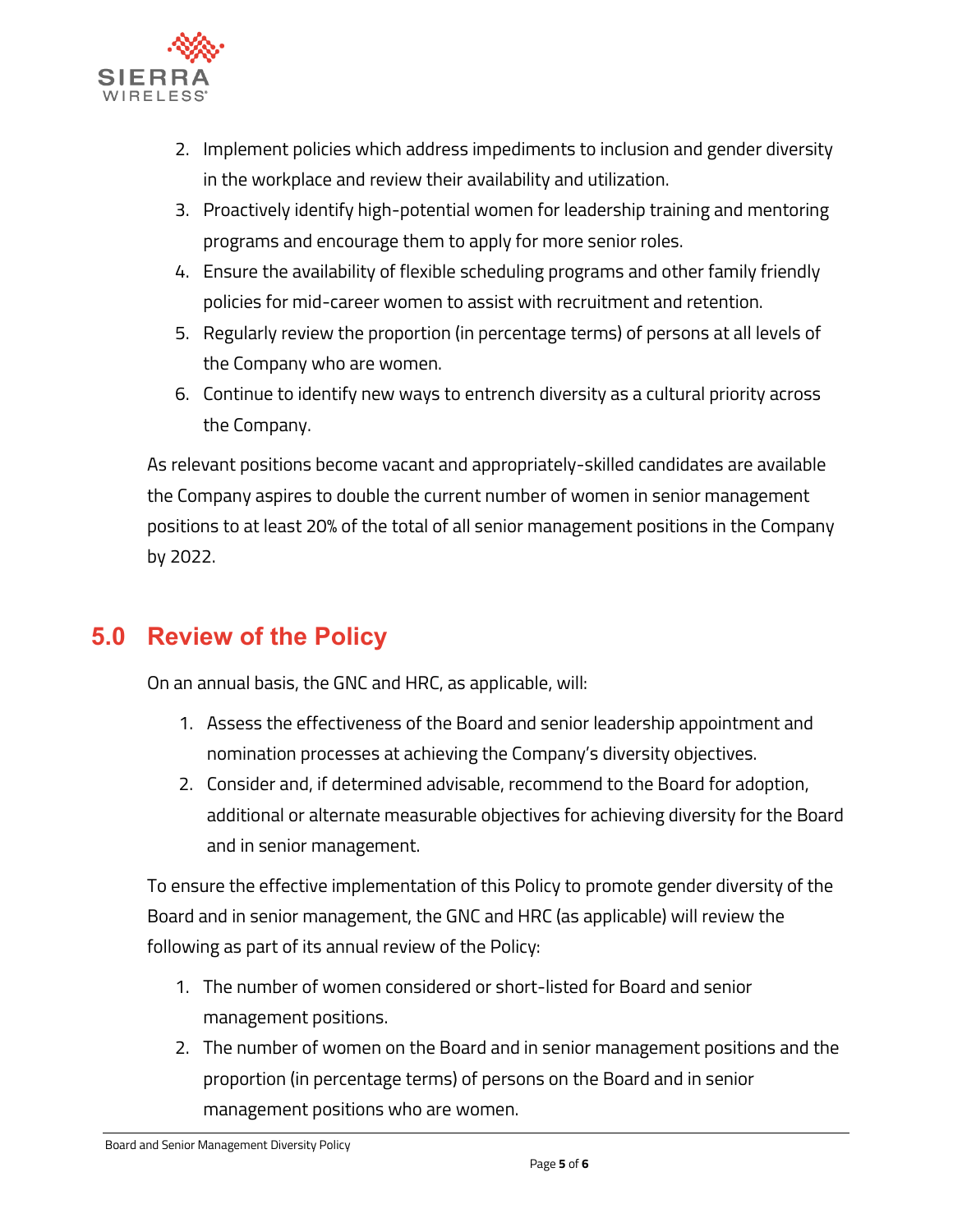2. Implement policies which address impediments to inclusion and gender diversity in the workplace and review their availability and utilization.
3. Proactively identify high-potential women for leadership training and mentoring programs and encourage them to apply for more senior roles.
4. Ensure the availability of flexible scheduling programs and other family friendly policies for mid-career women to assist with recruitment and retention.
5. Regularly review the proportion (in percentage terms) of persons at all levels of the Company who are women.
6. Continue to identify new ways to entrench diversity as a cultural priority across the Company.

As relevant positions become vacant and appropriately-skilled candidates are available the Company aspires to double the current number of women in senior management positions to at least 20% of the total of all senior management positions in the Company by 2022.

## 5.0 Review of the Policy

On an annual basis, the GNC and HRC, as applicable, will:

1. Assess the effectiveness of the Board and senior leadership appointment and nomination processes at achieving the Company's diversity objectives.
2. Consider and, if determined advisable, recommend to the Board for adoption, additional or alternate measurable objectives for achieving diversity for the Board and in senior management.

To ensure the effective implementation of this Policy to promote gender diversity of the Board and in senior management, the GNC and HRC (as applicable) will review the following as part of its annual review of the Policy:

1. The number of women considered or short-listed for Board and senior management positions.
2. The number of women on the Board and in senior management positions and the proportion (in percentage terms) of persons on the Board and in senior management positions who are women.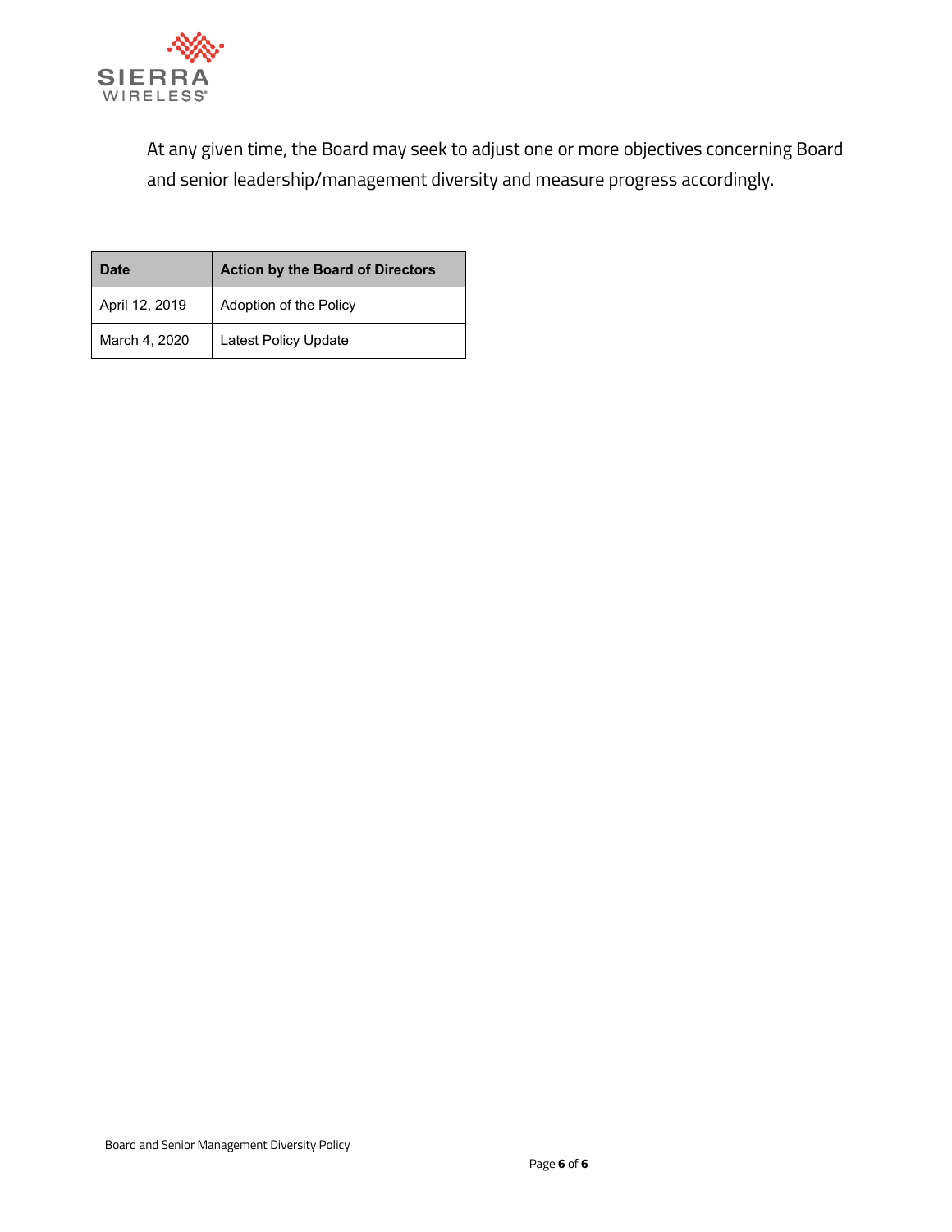At any given time, the Board may seek to adjust one or more objectives concerning Board and senior leadership/management diversity and measure progress accordingly.

| Date | Action by the Board of Directors |
| --- | --- |
| April 12, 2019 | Adoption of the Policy |
| March 4, 2020 | Latest Policy Update |